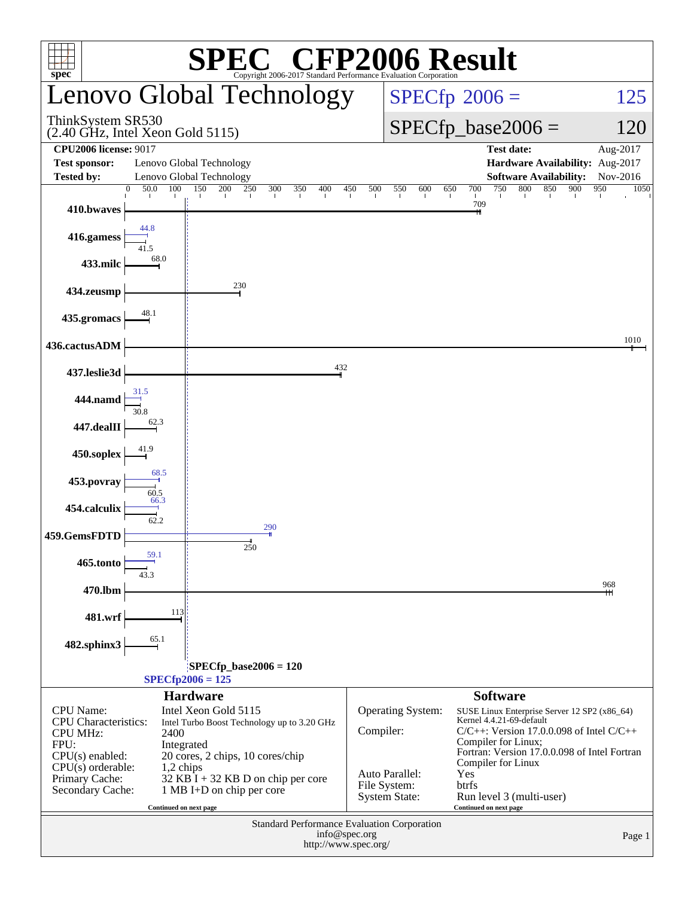# SPEC® CFP2006 Result

Copyright 2006-2017 Standard Performance Evaluation Corporation

## Lenovo Global Technology

ThinkSystem SR530
(2.40 GHz, Intel Xeon Gold 5115)

SPECfp 2006 = 125

SPECfp_base2006 = 120

| | | | |
|---|---|---|---|
| **CPU2006 license:** 9017 | | **Test date:** | Aug-2017 |
| **Test sponsor:** | Lenovo Global Technology | **Hardware Availability:** | Aug-2017 |
| **Tested by:** | Lenovo Global Technology | **Software Availability:** | Nov-2016 |

0 50.0 100 150 200 250 300 350 400 450 500 550 600 650 700 750 800 850 900 950 1050

410.bwaves 709

416.gamess 44.8 41.5

433.milc 68.0

434.zeusmp 230

435.gromacs 48.1

436.cactusADM 1010

437.leslie3d 432

444.namd 31.5 30.8

447.dealII 62.3

450.soplex 41.9

453.povray 68.5 60.5

454.calculix 66.3 62.2

459.GemsFDTD 290 250

465.tonto 59.1 43.3

470.lbm 968

481.wrf 113

482.sphinx3 65.1

SPECfp_base2006 = 120

SPECfp2006 = 125

### Hardware

| | |
|---|---|
| CPU Name: | Intel Xeon Gold 5115 |
| CPU Characteristics: | Intel Turbo Boost Technology up to 3.20 GHz |
| CPU MHz: | 2400 |
| FPU: | Integrated |
| CPU(s) enabled: | 20 cores, 2 chips, 10 cores/chip |
| CPU(s) orderable: | 1,2 chips |
| Primary Cache: | 32 KB I + 32 KB D on chip per core |
| Secondary Cache: | 1 MB I+D on chip per core |

Continued on next page

### Software

| | |
|---|---|
| Operating System: | SUSE Linux Enterprise Server 12 SP2 (x86_64) Kernel 4.4.21-69-default |
| Compiler: | C/C++: Version 17.0.0.098 of Intel C/C++ Compiler for Linux; Fortran: Version 17.0.0.098 of Intel Fortran Compiler for Linux |
| Auto Parallel: | Yes |
| File System: | btrfs |
| System State: | Run level 3 (multi-user) |

Continued on next page

Standard Performance Evaluation Corporation
info@spec.org
http://www.spec.org/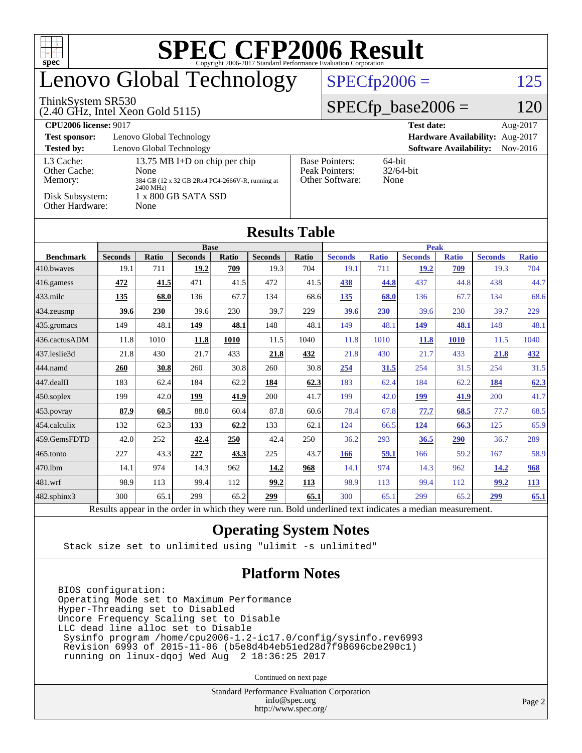# SPEC CFP2006 Result

Copyright 2006-2017 Standard Performance Evaluation Corporation

# Lenovo Global Technology

ThinkSystem SR530
(2.40 GHz, Intel Xeon Gold 5115)

SPECfp2006 = 125

SPECfp_base2006 = 120

| | | | |
|---|---|---|---|
| **CPU2006 license:** 9017 | | **Test date:** | Aug-2017 |
| **Test sponsor:** | Lenovo Global Technology | **Hardware Availability:** | Aug-2017 |
| **Tested by:** | Lenovo Global Technology | **Software Availability:** | Nov-2016 |

| | | | |
|---|---|---|---|
| L3 Cache: | 13.75 MB I+D on chip per chip | Base Pointers: | 64-bit |
| Other Cache: | None | Peak Pointers: | 32/64-bit |
| Memory: | 384 GB (12 x 32 GB 2Rx4 PC4-2666V-R, running at 2400 MHz) | Other Software: | None |
| Disk Subsystem: | 1 x 800 GB SATA SSD | | |
| Other Hardware: | None | | |

## Results Table

| | Base | | | | | | Peak | | | | | |
|---|---|---|---|---|---|---|---|---|---|---|---|---|
| **Benchmark** | **Seconds** | **Ratio** | **Seconds** | **Ratio** | **Seconds** | **Ratio** | **Seconds** | **Ratio** | **Seconds** | **Ratio** | **Seconds** | **Ratio** |
| 410.bwaves | 19.1 | 711 | **19.2** | **709** | 19.3 | 704 | 19.1 | 711 | **19.2** | **709** | 19.3 | 704 |
| 416.gamess | **472** | **41.5** | 471 | 41.5 | 472 | 41.5 | **438** | **44.8** | 437 | 44.8 | 438 | 44.7 |
| 433.milc | **135** | **68.0** | 136 | 67.7 | 134 | 68.6 | **135** | **68.0** | 136 | 67.7 | 134 | 68.6 |
| 434.zeusmp | **39.6** | **230** | 39.6 | 230 | 39.7 | 229 | **39.6** | **230** | 39.6 | 230 | 39.7 | 229 |
| 435.gromacs | 149 | 48.1 | **149** | **48.1** | 148 | 48.1 | 149 | 48.1 | **149** | **48.1** | 148 | 48.1 |
| 436.cactusADM | 11.8 | 1010 | **11.8** | **1010** | 11.5 | 1040 | 11.8 | 1010 | **11.8** | **1010** | 11.5 | 1040 |
| 437.leslie3d | 21.8 | 430 | 21.7 | 433 | **21.8** | **432** | 21.8 | 430 | 21.7 | 433 | **21.8** | **432** |
| 444.namd | **260** | **30.8** | 260 | 30.8 | 260 | 30.8 | **254** | **31.5** | 254 | 31.5 | 254 | 31.5 |
| 447.dealII | 183 | 62.4 | 184 | 62.2 | **184** | **62.3** | 183 | 62.4 | 184 | 62.2 | **184** | **62.3** |
| 450.soplex | 199 | 42.0 | **199** | **41.9** | 200 | 41.7 | 199 | 42.0 | **199** | **41.9** | 200 | 41.7 |
| 453.povray | **87.9** | **60.5** | 88.0 | 60.4 | 87.8 | 60.6 | 78.4 | 67.8 | **77.7** | **68.5** | 77.7 | 68.5 |
| 454.calculix | 132 | 62.3 | **133** | **62.2** | 133 | 62.1 | 124 | 66.5 | **124** | **66.3** | 125 | 65.9 |
| 459.GemsFDTD | 42.0 | 252 | **42.4** | **250** | 42.4 | 250 | 36.2 | 293 | **36.5** | **290** | 36.7 | 289 |
| 465.tonto | 227 | 43.3 | **227** | **43.3** | 225 | 43.7 | **166** | **59.1** | 166 | 59.2 | 167 | 58.9 |
| 470.lbm | 14.1 | 974 | 14.3 | 962 | **14.2** | **968** | 14.1 | 974 | 14.3 | 962 | **14.2** | **968** |
| 481.wrf | 98.9 | 113 | 99.4 | 112 | **99.2** | **113** | 98.9 | 113 | 99.4 | 112 | **99.2** | **113** |
| 482.sphinx3 | 300 | 65.1 | 299 | 65.2 | **299** | **65.1** | 300 | 65.1 | 299 | 65.2 | **299** | **65.1** |

Results appear in the order in which they were run. Bold underlined text indicates a median measurement.

## Operating System Notes

```
Stack size set to unlimited using "ulimit -s unlimited"
```

## Platform Notes

```
BIOS configuration:
Operating Mode set to Maximum Performance
Hyper-Threading set to Disabled
Uncore Frequency Scaling set to Disable
LLC dead line alloc set to Disable
 Sysinfo program /home/cpu2006-1.2-ic17.0/config/sysinfo.rev6993
 Revision 6993 of 2015-11-06 (b5e8d4b4eb51ed28d7f98696cbe290c1)
 running on linux-dqoj Wed Aug  2 18:36:25 2017
```

Continued on next page

Standard Performance Evaluation Corporation
info@spec.org
http://www.spec.org/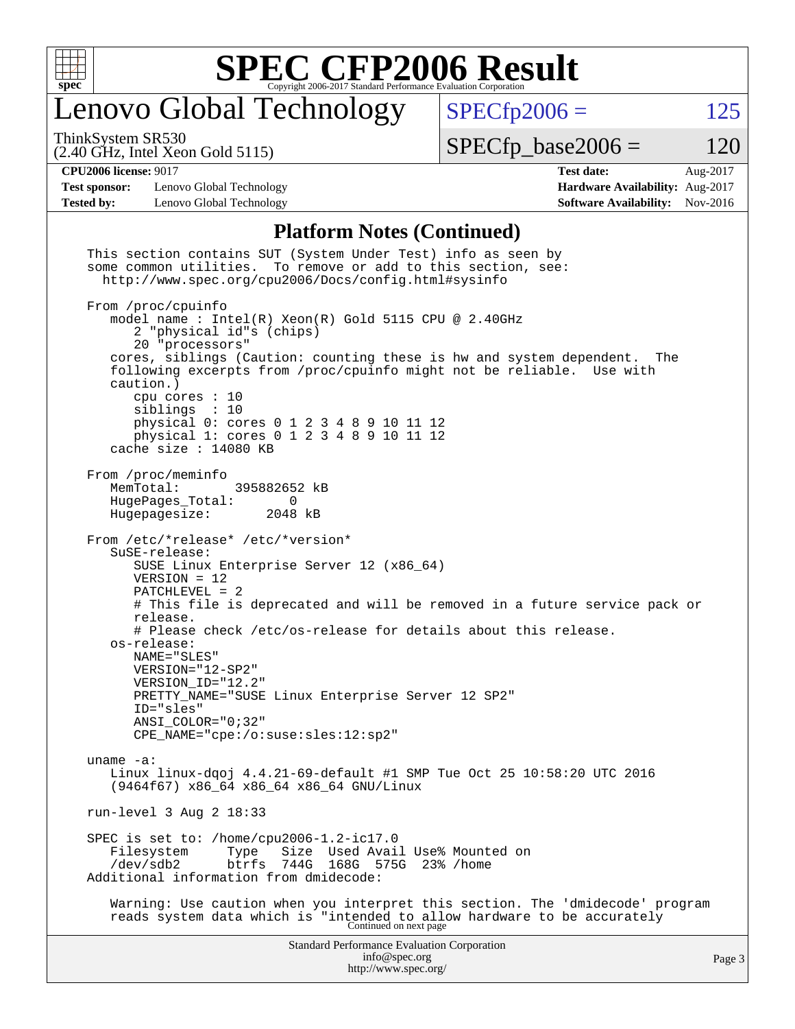# Lenovo Global Technology

ThinkSystem SR530
(2.40 GHz, Intel Xeon Gold 5115)

SPECfp2006 = 125

SPECfp_base2006 = 120

**CPU2006 license:** 9017
**Test sponsor:** Lenovo Global Technology
**Tested by:** Lenovo Global Technology

**Test date:** Aug-2017
**Hardware Availability:** Aug-2017
**Software Availability:** Nov-2016

## Platform Notes (Continued)

```
This section contains SUT (System Under Test) info as seen by
some common utilities.  To remove or add to this section, see:
  http://www.spec.org/cpu2006/Docs/config.html#sysinfo

From /proc/cpuinfo
   model name : Intel(R) Xeon(R) Gold 5115 CPU @ 2.40GHz
      2 "physical id"s (chips)
      20 "processors"
   cores, siblings (Caution: counting these is hw and system dependent.  The
   following excerpts from /proc/cpuinfo might not be reliable.  Use with
   caution.)
      cpu cores : 10
      siblings  : 10
      physical 0: cores 0 1 2 3 4 8 9 10 11 12
      physical 1: cores 0 1 2 3 4 8 9 10 11 12
   cache size : 14080 KB

From /proc/meminfo
   MemTotal:       395882652 kB
   HugePages_Total:       0
   Hugepagesize:       2048 kB

From /etc/*release* /etc/*version*
   SuSE-release:
      SUSE Linux Enterprise Server 12 (x86_64)
      VERSION = 12
      PATCHLEVEL = 2
      # This file is deprecated and will be removed in a future service pack or
      release.
      # Please check /etc/os-release for details about this release.
   os-release:
      NAME="SLES"
      VERSION="12-SP2"
      VERSION_ID="12.2"
      PRETTY_NAME="SUSE Linux Enterprise Server 12 SP2"
      ID="sles"
      ANSI_COLOR="0;32"
      CPE_NAME="cpe:/o:suse:sles:12:sp2"

uname -a:
   Linux linux-dqoj 4.4.21-69-default #1 SMP Tue Oct 25 10:58:20 UTC 2016
   (9464f67) x86_64 x86_64 x86_64 GNU/Linux

run-level 3 Aug 2 18:33

SPEC is set to: /home/cpu2006-1.2-ic17.0
   Filesystem     Type   Size  Used Avail Use% Mounted on
   /dev/sdb2      btrfs  744G  168G  575G  23% /home
Additional information from dmidecode:

   Warning: Use caution when you interpret this section. The 'dmidecode' program
   reads system data which is "intended to allow hardware to be accurately
```

Continued on next page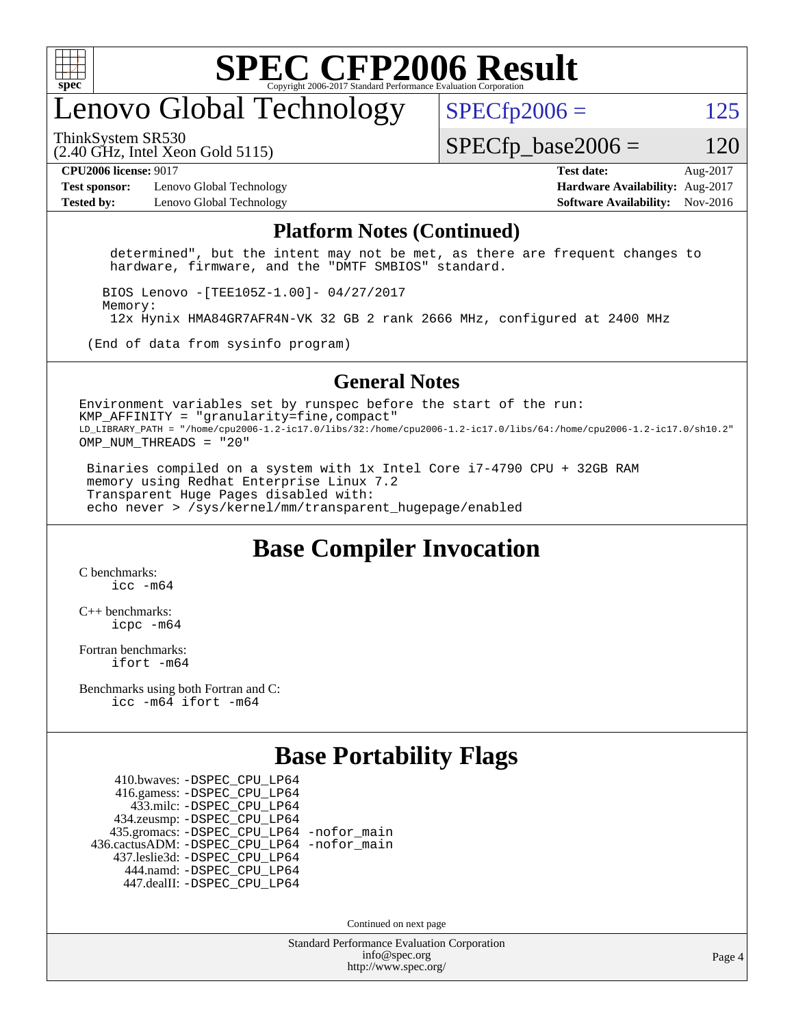# Lenovo Global Technology

ThinkSystem SR530
(2.40 GHz, Intel Xeon Gold 5115)

SPECfp2006 = 125

SPECfp_base2006 = 120

**CPU2006 license:** 9017
**Test sponsor:** Lenovo Global Technology
**Tested by:** Lenovo Global Technology

**Test date:** Aug-2017
**Hardware Availability:** Aug-2017
**Software Availability:** Nov-2016

## Platform Notes (Continued)

```
    determined", but the intent may not be met, as there are frequent changes to
    hardware, firmware, and the "DMTF SMBIOS" standard.

   BIOS Lenovo -[TEE105Z-1.00]- 04/27/2017
   Memory:
    12x Hynix HMA84GR7AFR4N-VK 32 GB 2 rank 2666 MHz, configured at 2400 MHz

 (End of data from sysinfo program)
```

## General Notes

```
Environment variables set by runspec before the start of the run:
KMP_AFFINITY = "granularity=fine,compact"
LD_LIBRARY_PATH = "/home/cpu2006-1.2-ic17.0/libs/32:/home/cpu2006-1.2-ic17.0/libs/64:/home/cpu2006-1.2-ic17.0/sh10.2"
OMP_NUM_THREADS = "20"

 Binaries compiled on a system with 1x Intel Core i7-4790 CPU + 32GB RAM
 memory using Redhat Enterprise Linux 7.2
 Transparent Huge Pages disabled with:
 echo never > /sys/kernel/mm/transparent_hugepage/enabled
```

## Base Compiler Invocation

C benchmarks:
    icc -m64

C++ benchmarks:
    icpc -m64

Fortran benchmarks:
    ifort -m64

Benchmarks using both Fortran and C:
    icc -m64 ifort -m64

## Base Portability Flags

410.bwaves: -DSPEC_CPU_LP64
416.gamess: -DSPEC_CPU_LP64
433.milc: -DSPEC_CPU_LP64
434.zeusmp: -DSPEC_CPU_LP64
435.gromacs: -DSPEC_CPU_LP64 -nofor_main
436.cactusADM: -DSPEC_CPU_LP64 -nofor_main
437.leslie3d: -DSPEC_CPU_LP64
444.namd: -DSPEC_CPU_LP64
447.dealII: -DSPEC_CPU_LP64

Continued on next page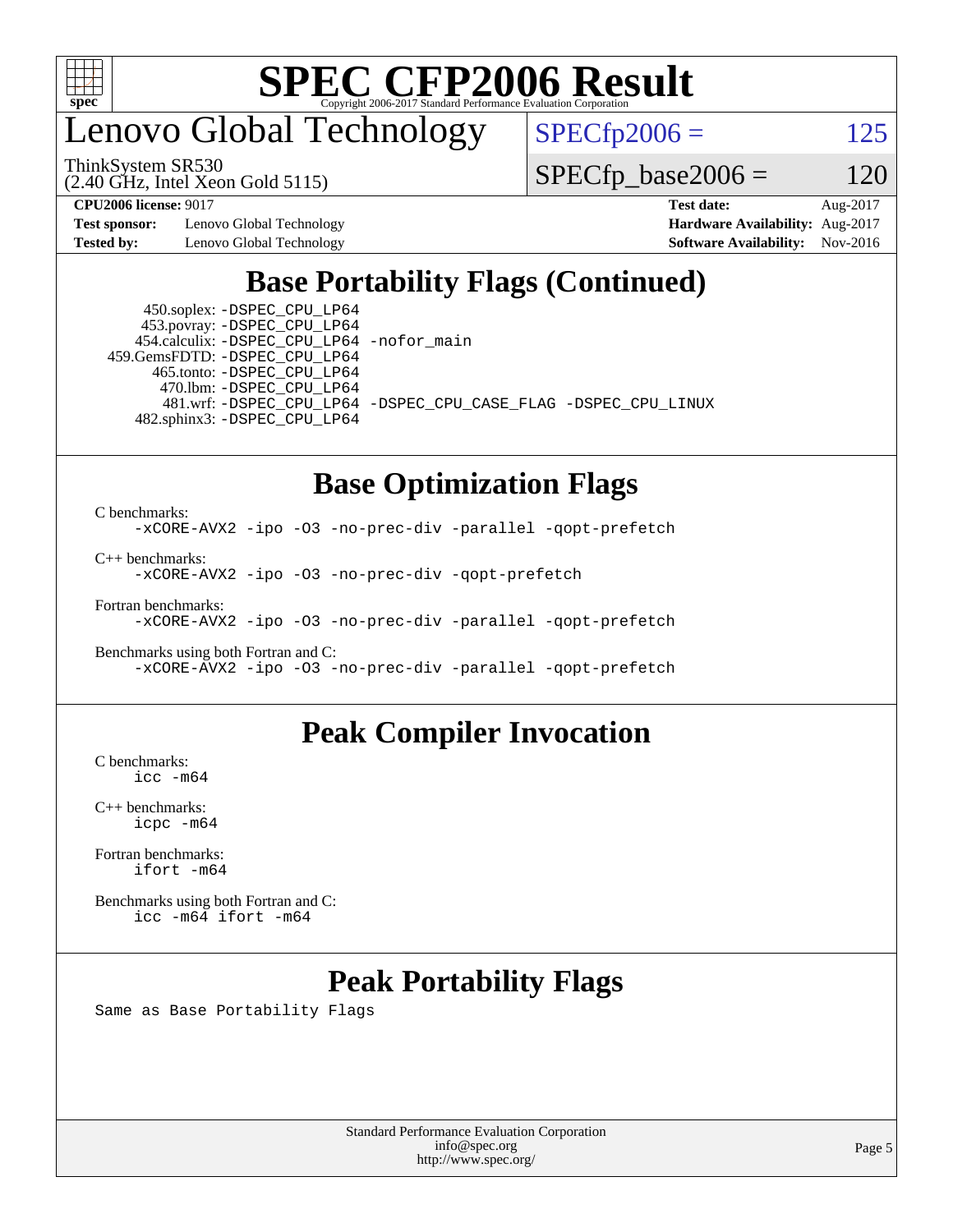# SPEC CFP2006 Result

Copyright 2006-2017 Standard Performance Evaluation Corporation

## Lenovo Global Technology

ThinkSystem SR530
(2.40 GHz, Intel Xeon Gold 5115)

SPECfp2006 = 125

SPECfp_base2006 = 120

| | | | |
|---|---|---|---|
| **CPU2006 license:** 9017 | | **Test date:** | Aug-2017 |
| **Test sponsor:** | Lenovo Global Technology | **Hardware Availability:** | Aug-2017 |
| **Tested by:** | Lenovo Global Technology | **Software Availability:** | Nov-2016 |

## Base Portability Flags (Continued)

450.soplex: -DSPEC_CPU_LP64
453.povray: -DSPEC_CPU_LP64
454.calculix: -DSPEC_CPU_LP64 -nofor_main
459.GemsFDTD: -DSPEC_CPU_LP64
465.tonto: -DSPEC_CPU_LP64
470.lbm: -DSPEC_CPU_LP64
481.wrf: -DSPEC_CPU_LP64 -DSPEC_CPU_CASE_FLAG -DSPEC_CPU_LINUX
482.sphinx3: -DSPEC_CPU_LP64

## Base Optimization Flags

C benchmarks:
-xCORE-AVX2 -ipo -O3 -no-prec-div -parallel -qopt-prefetch

C++ benchmarks:
-xCORE-AVX2 -ipo -O3 -no-prec-div -qopt-prefetch

Fortran benchmarks:
-xCORE-AVX2 -ipo -O3 -no-prec-div -parallel -qopt-prefetch

Benchmarks using both Fortran and C:
-xCORE-AVX2 -ipo -O3 -no-prec-div -parallel -qopt-prefetch

## Peak Compiler Invocation

C benchmarks:
icc -m64

C++ benchmarks:
icpc -m64

Fortran benchmarks:
ifort -m64

Benchmarks using both Fortran and C:
icc -m64 ifort -m64

## Peak Portability Flags

Same as Base Portability Flags

Standard Performance Evaluation Corporation
info@spec.org
http://www.spec.org/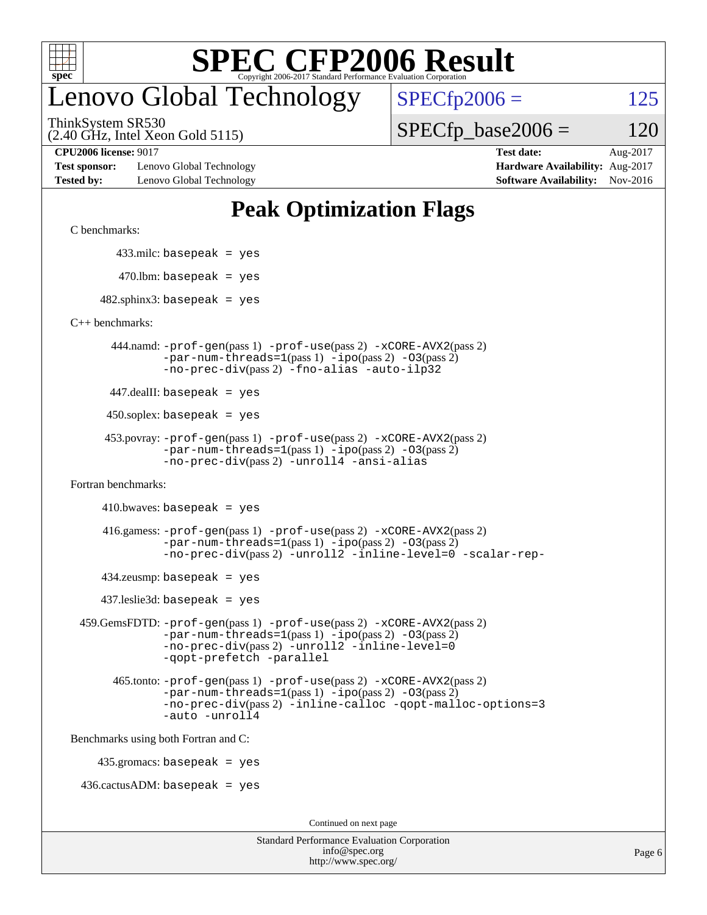# Lenovo Global Technology

ThinkSystem SR530
(2.40 GHz, Intel Xeon Gold 5115)

SPECfp2006 = 125

SPECfp_base2006 = 120

**CPU2006 license:** 9017
**Test sponsor:** Lenovo Global Technology
**Tested by:** Lenovo Global Technology

**Test date:** Aug-2017
**Hardware Availability:** Aug-2017
**Software Availability:** Nov-2016

## Peak Optimization Flags

C benchmarks:

433.milc: basepeak = yes

470.lbm: basepeak = yes

482.sphinx3: basepeak = yes

C++ benchmarks:

444.namd: -prof-gen(pass 1) -prof-use(pass 2) -xCORE-AVX2(pass 2) -par-num-threads=1(pass 1) -ipo(pass 2) -O3(pass 2) -no-prec-div(pass 2) -fno-alias -auto-ilp32

447.dealII: basepeak = yes

450.soplex: basepeak = yes

453.povray: -prof-gen(pass 1) -prof-use(pass 2) -xCORE-AVX2(pass 2) -par-num-threads=1(pass 1) -ipo(pass 2) -O3(pass 2) -no-prec-div(pass 2) -unroll4 -ansi-alias

Fortran benchmarks:

410.bwaves: basepeak = yes

416.gamess: -prof-gen(pass 1) -prof-use(pass 2) -xCORE-AVX2(pass 2) -par-num-threads=1(pass 1) -ipo(pass 2) -O3(pass 2) -no-prec-div(pass 2) -unroll2 -inline-level=0 -scalar-rep-

434.zeusmp: basepeak = yes

437.leslie3d: basepeak = yes

459.GemsFDTD: -prof-gen(pass 1) -prof-use(pass 2) -xCORE-AVX2(pass 2) -par-num-threads=1(pass 1) -ipo(pass 2) -O3(pass 2) -no-prec-div(pass 2) -unroll2 -inline-level=0 -qopt-prefetch -parallel

465.tonto: -prof-gen(pass 1) -prof-use(pass 2) -xCORE-AVX2(pass 2) -par-num-threads=1(pass 1) -ipo(pass 2) -O3(pass 2) -no-prec-div(pass 2) -inline-calloc -qopt-malloc-options=3 -auto -unroll4

Benchmarks using both Fortran and C:

435.gromacs: basepeak = yes

436.cactusADM: basepeak = yes

Continued on next page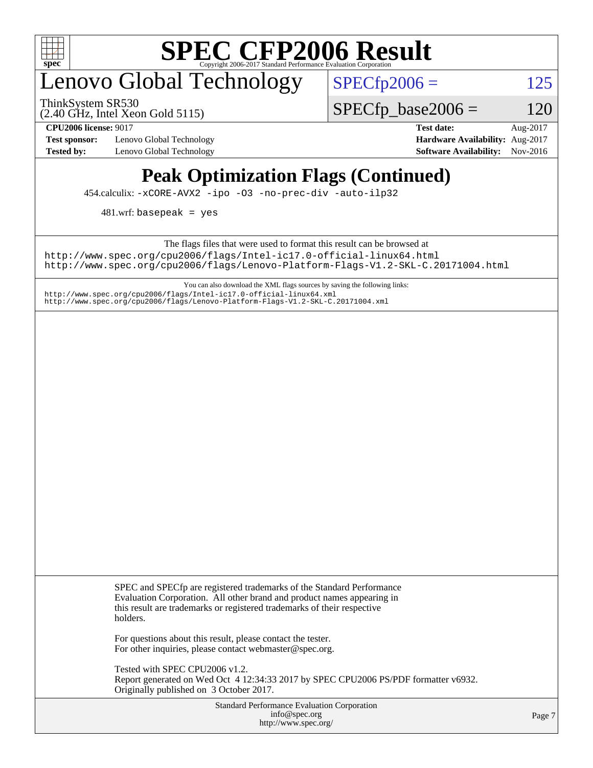# SPEC CFP2006 Result

Copyright 2006-2017 Standard Performance Evaluation Corporation

## Lenovo Global Technology

ThinkSystem SR530
(2.40 GHz, Intel Xeon Gold 5115)

SPECfp2006 = 125

SPECfp_base2006 = 120

**CPU2006 license:** 9017
**Test sponsor:** Lenovo Global Technology
**Tested by:** Lenovo Global Technology

**Test date:** Aug-2017
**Hardware Availability:** Aug-2017
**Software Availability:** Nov-2016

## Peak Optimization Flags (Continued)

454.calculix: `-xCORE-AVX2 -ipo -O3 -no-prec-div -auto-ilp32`

481.wrf: `basepeak = yes`

The flags files that were used to format this result can be browsed at
http://www.spec.org/cpu2006/flags/Intel-ic17.0-official-linux64.html
http://www.spec.org/cpu2006/flags/Lenovo-Platform-Flags-V1.2-SKL-C.20171004.html

You can also download the XML flags sources by saving the following links:
http://www.spec.org/cpu2006/flags/Intel-ic17.0-official-linux64.xml
http://www.spec.org/cpu2006/flags/Lenovo-Platform-Flags-V1.2-SKL-C.20171004.xml

SPEC and SPECfp are registered trademarks of the Standard Performance Evaluation Corporation. All other brand and product names appearing in this result are trademarks or registered trademarks of their respective holders.

For questions about this result, please contact the tester.
For other inquiries, please contact webmaster@spec.org.

Tested with SPEC CPU2006 v1.2.
Report generated on Wed Oct 4 12:34:33 2017 by SPEC CPU2006 PS/PDF formatter v6932.
Originally published on 3 October 2017.

Standard Performance Evaluation Corporation
info@spec.org
http://www.spec.org/